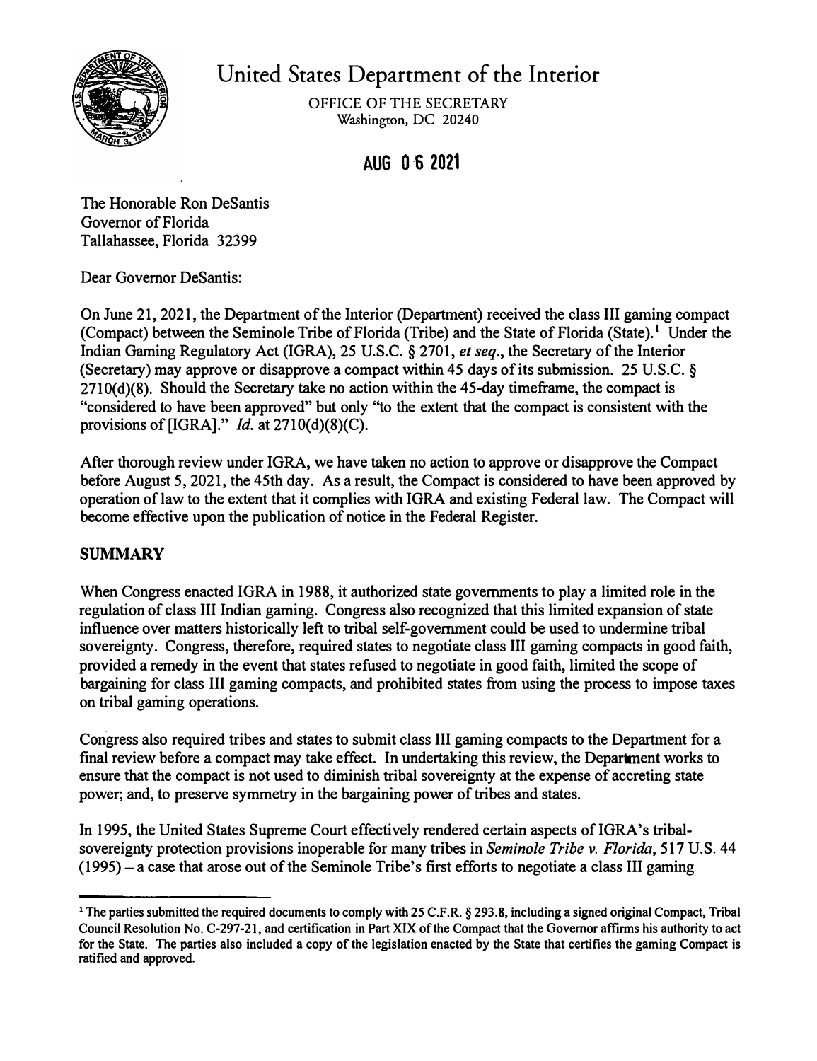# United States Department of the Interior

OFFICE OF THE SECRETARY
Washington, DC 20240

**AUG 0 6 2021**

The Honorable Ron DeSantis
Governor of Florida
Tallahassee, Florida 32399

Dear Governor DeSantis:

On June 21, 2021, the Department of the Interior (Department) received the class III gaming compact (Compact) between the Seminole Tribe of Florida (Tribe) and the State of Florida (State).[1] Under the Indian Gaming Regulatory Act (IGRA), 25 U.S.C. § 2701, *et seq.*, the Secretary of the Interior (Secretary) may approve or disapprove a compact within 45 days of its submission. 25 U.S.C. § 2710(d)(8). Should the Secretary take no action within the 45-day timeframe, the compact is "considered to have been approved" but only "to the extent that the compact is consistent with the provisions of [IGRA]." *Id.* at 2710(d)(8)(C).

After thorough review under IGRA, we have taken no action to approve or disapprove the Compact before August 5, 2021, the 45th day. As a result, the Compact is considered to have been approved by operation of law to the extent that it complies with IGRA and existing Federal law. The Compact will become effective upon the publication of notice in the Federal Register.

## SUMMARY

When Congress enacted IGRA in 1988, it authorized state governments to play a limited role in the regulation of class III Indian gaming. Congress also recognized that this limited expansion of state influence over matters historically left to tribal self-government could be used to undermine tribal sovereignty. Congress, therefore, required states to negotiate class III gaming compacts in good faith, provided a remedy in the event that states refused to negotiate in good faith, limited the scope of bargaining for class III gaming compacts, and prohibited states from using the process to impose taxes on tribal gaming operations.

Congress also required tribes and states to submit class III gaming compacts to the Department for a final review before a compact may take effect. In undertaking this review, the Department works to ensure that the compact is not used to diminish tribal sovereignty at the expense of accreting state power; and, to preserve symmetry in the bargaining power of tribes and states.

In 1995, the United States Supreme Court effectively rendered certain aspects of IGRA's tribal-sovereignty protection provisions inoperable for many tribes in *Seminole Tribe v. Florida*, 517 U.S. 44 (1995) – a case that arose out of the Seminole Tribe's first efforts to negotiate a class III gaming

---

[1] The parties submitted the required documents to comply with 25 C.F.R. § 293.8, including a signed original Compact, Tribal Council Resolution No. C-297-21, and certification in Part XIX of the Compact that the Governor affirms his authority to act for the State. The parties also included a copy of the legislation enacted by the State that certifies the gaming Compact is ratified and approved.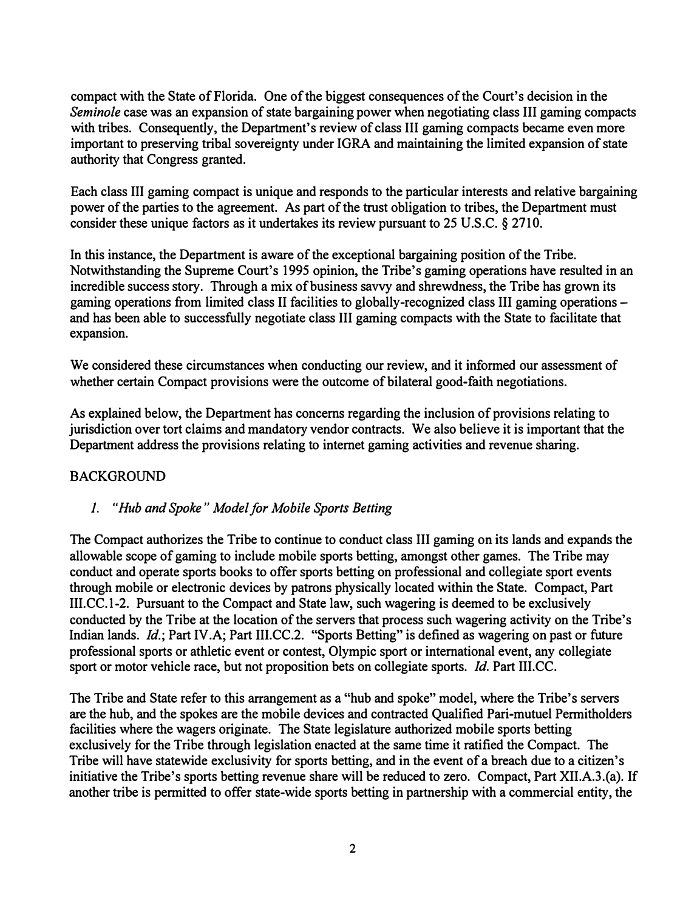compact with the State of Florida. One of the biggest consequences of the Court's decision in the *Seminole* case was an expansion of state bargaining power when negotiating class III gaming compacts with tribes. Consequently, the Department's review of class III gaming compacts became even more important to preserving tribal sovereignty under IGRA and maintaining the limited expansion of state authority that Congress granted.

Each class III gaming compact is unique and responds to the particular interests and relative bargaining power of the parties to the agreement. As part of the trust obligation to tribes, the Department must consider these unique factors as it undertakes its review pursuant to 25 U.S.C. § 2710.

In this instance, the Department is aware of the exceptional bargaining position of the Tribe. Notwithstanding the Supreme Court's 1995 opinion, the Tribe's gaming operations have resulted in an incredible success story. Through a mix of business savvy and shrewdness, the Tribe has grown its gaming operations from limited class II facilities to globally-recognized class III gaming operations – and has been able to successfully negotiate class III gaming compacts with the State to facilitate that expansion.

We considered these circumstances when conducting our review, and it informed our assessment of whether certain Compact provisions were the outcome of bilateral good-faith negotiations.

As explained below, the Department has concerns regarding the inclusion of provisions relating to jurisdiction over tort claims and mandatory vendor contracts. We also believe it is important that the Department address the provisions relating to internet gaming activities and revenue sharing.

## BACKGROUND

### *1. "Hub and Spoke" Model for Mobile Sports Betting*

The Compact authorizes the Tribe to continue to conduct class III gaming on its lands and expands the allowable scope of gaming to include mobile sports betting, amongst other games. The Tribe may conduct and operate sports books to offer sports betting on professional and collegiate sport events through mobile or electronic devices by patrons physically located within the State. Compact, Part III.CC.1-2. Pursuant to the Compact and State law, such wagering is deemed to be exclusively conducted by the Tribe at the location of the servers that process such wagering activity on the Tribe's Indian lands. *Id.*; Part IV.A; Part III.CC.2. "Sports Betting" is defined as wagering on past or future professional sports or athletic event or contest, Olympic sport or international event, any collegiate sport or motor vehicle race, but not proposition bets on collegiate sports. *Id.* Part III.CC.

The Tribe and State refer to this arrangement as a "hub and spoke" model, where the Tribe's servers are the hub, and the spokes are the mobile devices and contracted Qualified Pari-mutuel Permitholders facilities where the wagers originate. The State legislature authorized mobile sports betting exclusively for the Tribe through legislation enacted at the same time it ratified the Compact. The Tribe will have statewide exclusivity for sports betting, and in the event of a breach due to a citizen's initiative the Tribe's sports betting revenue share will be reduced to zero. Compact, Part XII.A.3.(a). If another tribe is permitted to offer state-wide sports betting in partnership with a commercial entity, the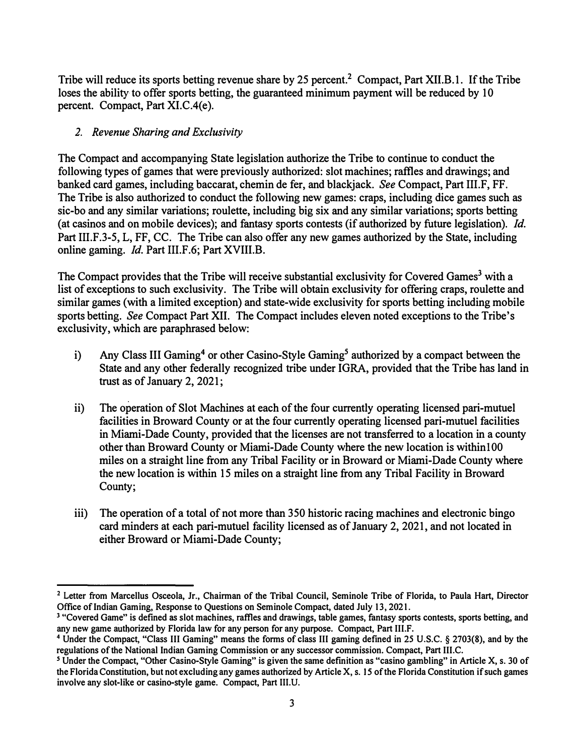Tribe will reduce its sports betting revenue share by 25 percent.[2] Compact, Part XII.B.1. If the Tribe loses the ability to offer sports betting, the guaranteed minimum payment will be reduced by 10 percent. Compact, Part XI.C.4(e).

### *2. Revenue Sharing and Exclusivity*

The Compact and accompanying State legislation authorize the Tribe to continue to conduct the following types of games that were previously authorized: slot machines; raffles and drawings; and banked card games, including baccarat, chemin de fer, and blackjack. *See* Compact, Part III.F, FF. The Tribe is also authorized to conduct the following new games: craps, including dice games such as sic-bo and any similar variations; roulette, including big six and any similar variations; sports betting (at casinos and on mobile devices); and fantasy sports contests (if authorized by future legislation). *Id.* Part III.F.3-5, L, FF, CC. The Tribe can also offer any new games authorized by the State, including online gaming. *Id.* Part III.F.6; Part XVIII.B.

The Compact provides that the Tribe will receive substantial exclusivity for Covered Games[3] with a list of exceptions to such exclusivity. The Tribe will obtain exclusivity for offering craps, roulette and similar games (with a limited exception) and state-wide exclusivity for sports betting including mobile sports betting. *See* Compact Part XII. The Compact includes eleven noted exceptions to the Tribe's exclusivity, which are paraphrased below:

i) Any Class III Gaming[4] or other Casino-Style Gaming[5] authorized by a compact between the State and any other federally recognized tribe under IGRA, provided that the Tribe has land in trust as of January 2, 2021;

ii) The operation of Slot Machines at each of the four currently operating licensed pari-mutuel facilities in Broward County or at the four currently operating licensed pari-mutuel facilities in Miami-Dade County, provided that the licenses are not transferred to a location in a county other than Broward County or Miami-Dade County where the new location is within100 miles on a straight line from any Tribal Facility or in Broward or Miami-Dade County where the new location is within 15 miles on a straight line from any Tribal Facility in Broward County;

iii) The operation of a total of not more than 350 historic racing machines and electronic bingo card minders at each pari-mutuel facility licensed as of January 2, 2021, and not located in either Broward or Miami-Dade County;

---

[2] Letter from Marcellus Osceola, Jr., Chairman of the Tribal Council, Seminole Tribe of Florida, to Paula Hart, Director Office of Indian Gaming, Response to Questions on Seminole Compact, dated July 13, 2021.

[3] "Covered Game" is defined as slot machines, raffles and drawings, table games, fantasy sports contests, sports betting, and any new game authorized by Florida law for any person for any purpose. Compact, Part III.F.

[4] Under the Compact, "Class III Gaming" means the forms of class III gaming defined in 25 U.S.C. § 2703(8), and by the regulations of the National Indian Gaming Commission or any successor commission. Compact, Part III.C.

[5] Under the Compact, "Other Casino-Style Gaming" is given the same definition as "casino gambling" in Article X, s. 30 of the Florida Constitution, but not excluding any games authorized by Article X, s. 15 of the Florida Constitution if such games involve any slot-like or casino-style game. Compact, Part III.U.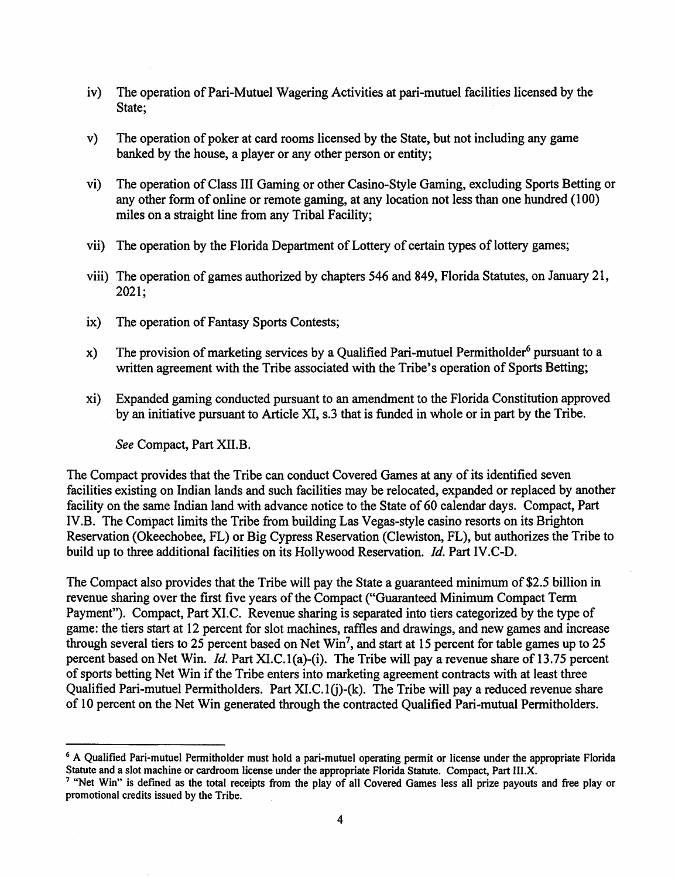iv) The operation of Pari-Mutuel Wagering Activities at pari-mutuel facilities licensed by the State;

v) The operation of poker at card rooms licensed by the State, but not including any game banked by the house, a player or any other person or entity;

vi) The operation of Class III Gaming or other Casino-Style Gaming, excluding Sports Betting or any other form of online or remote gaming, at any location not less than one hundred (100) miles on a straight line from any Tribal Facility;

vii) The operation by the Florida Department of Lottery of certain types of lottery games;

viii) The operation of games authorized by chapters 546 and 849, Florida Statutes, on January 21, 2021;

ix) The operation of Fantasy Sports Contests;

x) The provision of marketing services by a Qualified Pari-mutuel Permitholder[6] pursuant to a written agreement with the Tribe associated with the Tribe's operation of Sports Betting;

xi) Expanded gaming conducted pursuant to an amendment to the Florida Constitution approved by an initiative pursuant to Article XI, s.3 that is funded in whole or in part by the Tribe.

*See* Compact, Part XII.B.

The Compact provides that the Tribe can conduct Covered Games at any of its identified seven facilities existing on Indian lands and such facilities may be relocated, expanded or replaced by another facility on the same Indian land with advance notice to the State of 60 calendar days. Compact, Part IV.B. The Compact limits the Tribe from building Las Vegas-style casino resorts on its Brighton Reservation (Okeechobee, FL) or Big Cypress Reservation (Clewiston, FL), but authorizes the Tribe to build up to three additional facilities on its Hollywood Reservation. *Id.* Part IV.C-D.

The Compact also provides that the Tribe will pay the State a guaranteed minimum of $2.5 billion in revenue sharing over the first five years of the Compact ("Guaranteed Minimum Compact Term Payment"). Compact, Part XI.C. Revenue sharing is separated into tiers categorized by the type of game: the tiers start at 12 percent for slot machines, raffles and drawings, and new games and increase through several tiers to 25 percent based on Net Win[7], and start at 15 percent for table games up to 25 percent based on Net Win. *Id.* Part XI.C.1(a)-(i). The Tribe will pay a revenue share of 13.75 percent of sports betting Net Win if the Tribe enters into marketing agreement contracts with at least three Qualified Pari-mutuel Permitholders. Part XI.C.1(j)-(k). The Tribe will pay a reduced revenue share of 10 percent on the Net Win generated through the contracted Qualified Pari-mutual Permitholders.

---

[6] A Qualified Pari-mutuel Permitholder must hold a pari-mutuel operating permit or license under the appropriate Florida Statute and a slot machine or cardroom license under the appropriate Florida Statute. Compact, Part III.X.

[7] "Net Win" is defined as the total receipts from the play of all Covered Games less all prize payouts and free play or promotional credits issued by the Tribe.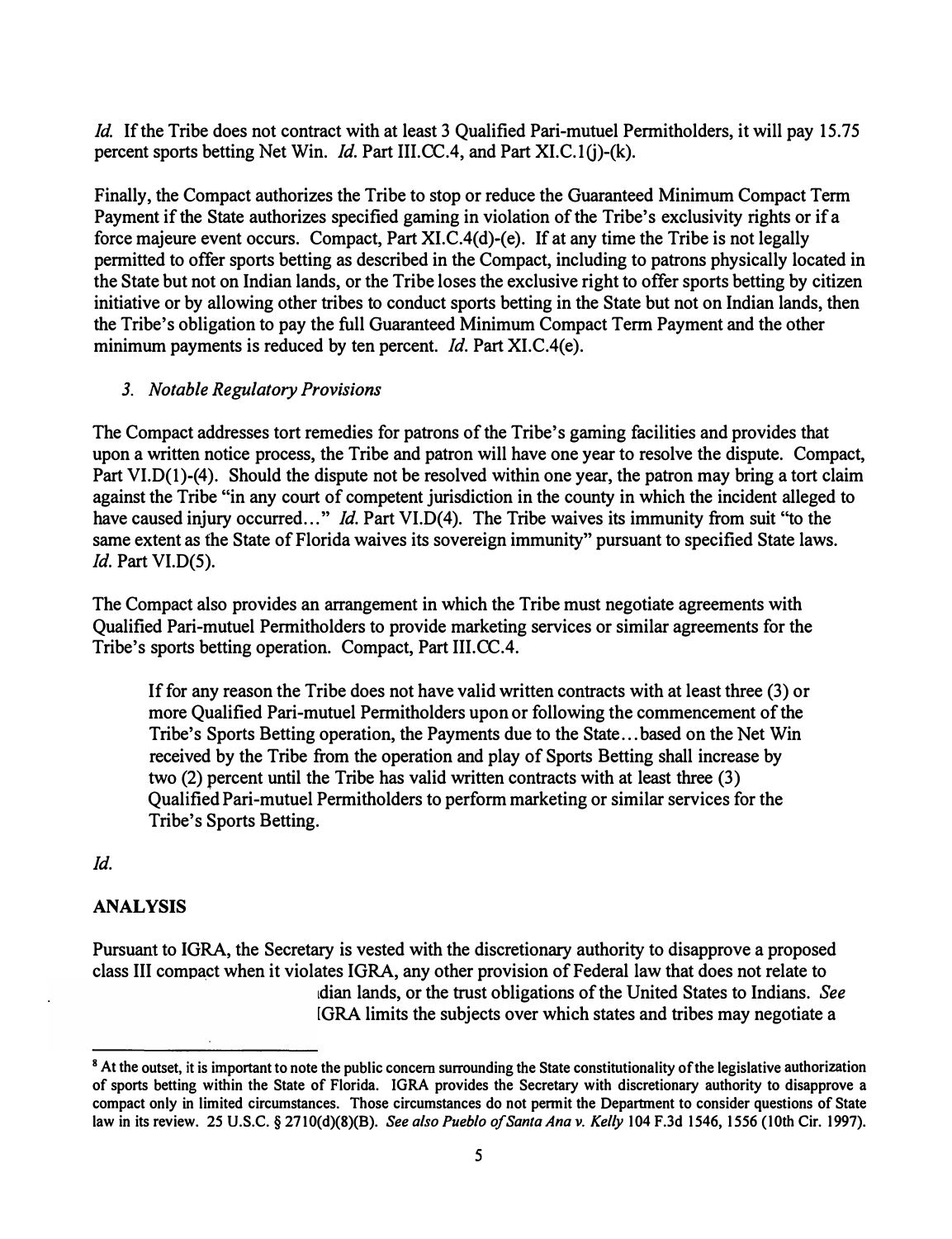*Id.* If the Tribe does not contract with at least 3 Qualified Pari-mutuel Permitholders, it will pay 15.75 percent sports betting Net Win. *Id.* Part III.CC.4, and Part XI.C.1(j)-(k).

Finally, the Compact authorizes the Tribe to stop or reduce the Guaranteed Minimum Compact Term Payment if the State authorizes specified gaming in violation of the Tribe's exclusivity rights or if a force majeure event occurs. Compact, Part XI.C.4(d)-(e). If at any time the Tribe is not legally permitted to offer sports betting as described in the Compact, including to patrons physically located in the State but not on Indian lands, or the Tribe loses the exclusive right to offer sports betting by citizen initiative or by allowing other tribes to conduct sports betting in the State but not on Indian lands, then the Tribe's obligation to pay the full Guaranteed Minimum Compact Term Payment and the other minimum payments is reduced by ten percent. *Id.* Part XI.C.4(e).

### *3. Notable Regulatory Provisions*

The Compact addresses tort remedies for patrons of the Tribe's gaming facilities and provides that upon a written notice process, the Tribe and patron will have one year to resolve the dispute. Compact, Part VI.D(1)-(4). Should the dispute not be resolved within one year, the patron may bring a tort claim against the Tribe "in any court of competent jurisdiction in the county in which the incident alleged to have caused injury occurred..." *Id.* Part VI.D(4). The Tribe waives its immunity from suit "to the same extent as the State of Florida waives its sovereign immunity" pursuant to specified State laws. *Id.* Part VI.D(5).

The Compact also provides an arrangement in which the Tribe must negotiate agreements with Qualified Pari-mutuel Permitholders to provide marketing services or similar agreements for the Tribe's sports betting operation. Compact, Part III.CC.4.

> If for any reason the Tribe does not have valid written contracts with at least three (3) or more Qualified Pari-mutuel Permitholders upon or following the commencement of the Tribe's Sports Betting operation, the Payments due to the State...based on the Net Win received by the Tribe from the operation and play of Sports Betting shall increase by two (2) percent until the Tribe has valid written contracts with at least three (3) Qualified Pari-mutuel Permitholders to perform marketing or similar services for the Tribe's Sports Betting.

*Id.*

## ANALYSIS

Pursuant to IGRA, the Secretary is vested with the discretionary authority to disapprove a proposed class III compact when it violates IGRA, any other provision of Federal law that does not relate to ıdian lands, or the trust obligations of the United States to Indians. *See* IGRA limits the subjects over which states and tribes may negotiate a

[8] At the outset, it is important to note the public concern surrounding the State constitutionality of the legislative authorization of sports betting within the State of Florida. IGRA provides the Secretary with discretionary authority to disapprove a compact only in limited circumstances. Those circumstances do not permit the Department to consider questions of State law in its review. 25 U.S.C. § 2710(d)(8)(B). *See also Pueblo of Santa Ana v. Kelly* 104 F.3d 1546, 1556 (10th Cir. 1997).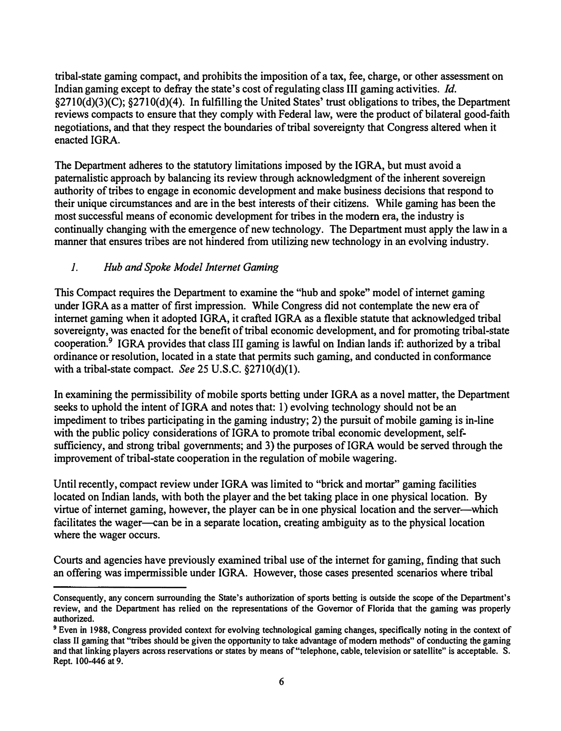tribal-state gaming compact, and prohibits the imposition of a tax, fee, charge, or other assessment on Indian gaming except to defray the state's cost of regulating class III gaming activities. *Id.* §2710(d)(3)(C); §2710(d)(4). In fulfilling the United States' trust obligations to tribes, the Department reviews compacts to ensure that they comply with Federal law, were the product of bilateral good-faith negotiations, and that they respect the boundaries of tribal sovereignty that Congress altered when it enacted IGRA.

The Department adheres to the statutory limitations imposed by the IGRA, but must avoid a paternalistic approach by balancing its review through acknowledgment of the inherent sovereign authority of tribes to engage in economic development and make business decisions that respond to their unique circumstances and are in the best interests of their citizens. While gaming has been the most successful means of economic development for tribes in the modern era, the industry is continually changing with the emergence of new technology. The Department must apply the law in a manner that ensures tribes are not hindered from utilizing new technology in an evolving industry.

*1. Hub and Spoke Model Internet Gaming*

This Compact requires the Department to examine the "hub and spoke" model of internet gaming under IGRA as a matter of first impression. While Congress did not contemplate the new era of internet gaming when it adopted IGRA, it crafted IGRA as a flexible statute that acknowledged tribal sovereignty, was enacted for the benefit of tribal economic development, and for promoting tribal-state cooperation.[9] IGRA provides that class III gaming is lawful on Indian lands if: authorized by a tribal ordinance or resolution, located in a state that permits such gaming, and conducted in conformance with a tribal-state compact. *See* 25 U.S.C. §2710(d)(1).

In examining the permissibility of mobile sports betting under IGRA as a novel matter, the Department seeks to uphold the intent of IGRA and notes that: 1) evolving technology should not be an impediment to tribes participating in the gaming industry; 2) the pursuit of mobile gaming is in-line with the public policy considerations of IGRA to promote tribal economic development, self-sufficiency, and strong tribal governments; and 3) the purposes of IGRA would be served through the improvement of tribal-state cooperation in the regulation of mobile wagering.

Until recently, compact review under IGRA was limited to "brick and mortar" gaming facilities located on Indian lands, with both the player and the bet taking place in one physical location. By virtue of internet gaming, however, the player can be in one physical location and the server—which facilitates the wager—can be in a separate location, creating ambiguity as to the physical location where the wager occurs.

Courts and agencies have previously examined tribal use of the internet for gaming, finding that such an offering was impermissible under IGRA. However, those cases presented scenarios where tribal

---

Consequently, any concern surrounding the State's authorization of sports betting is outside the scope of the Department's review, and the Department has relied on the representations of the Governor of Florida that the gaming was properly authorized.

[9] Even in 1988, Congress provided context for evolving technological gaming changes, specifically noting in the context of class II gaming that "tribes should be given the opportunity to take advantage of modern methods" of conducting the gaming and that linking players across reservations or states by means of "telephone, cable, television or satellite" is acceptable. S. Rept. 100-446 at 9.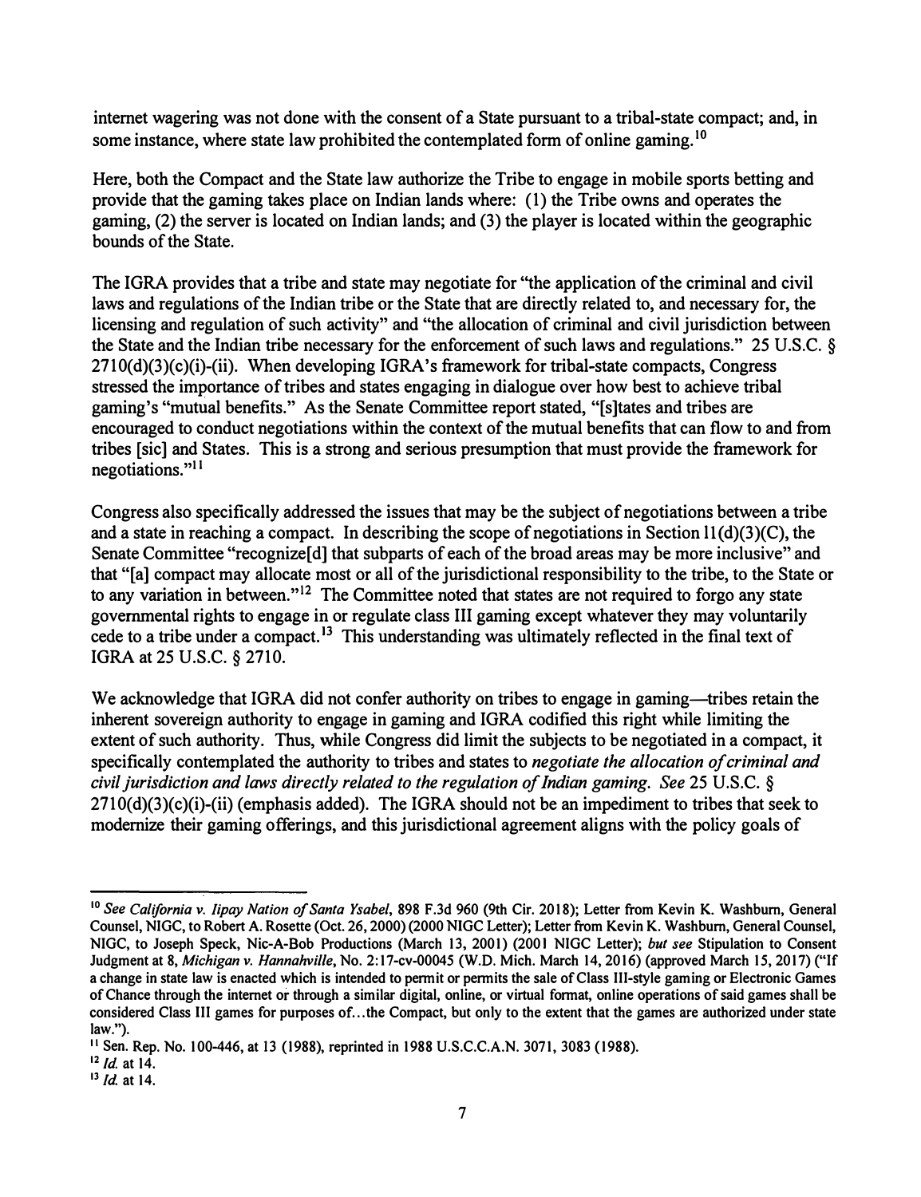internet wagering was not done with the consent of a State pursuant to a tribal-state compact; and, in some instance, where state law prohibited the contemplated form of online gaming.[10]

Here, both the Compact and the State law authorize the Tribe to engage in mobile sports betting and provide that the gaming takes place on Indian lands where: (1) the Tribe owns and operates the gaming, (2) the server is located on Indian lands; and (3) the player is located within the geographic bounds of the State.

The IGRA provides that a tribe and state may negotiate for "the application of the criminal and civil laws and regulations of the Indian tribe or the State that are directly related to, and necessary for, the licensing and regulation of such activity" and "the allocation of criminal and civil jurisdiction between the State and the Indian tribe necessary for the enforcement of such laws and regulations." 25 U.S.C. § 2710(d)(3)(c)(i)-(ii). When developing IGRA's framework for tribal-state compacts, Congress stressed the importance of tribes and states engaging in dialogue over how best to achieve tribal gaming's "mutual benefits." As the Senate Committee report stated, "[s]tates and tribes are encouraged to conduct negotiations within the context of the mutual benefits that can flow to and from tribes [sic] and States. This is a strong and serious presumption that must provide the framework for negotiations."[11]

Congress also specifically addressed the issues that may be the subject of negotiations between a tribe and a state in reaching a compact. In describing the scope of negotiations in Section 11(d)(3)(C), the Senate Committee "recognize[d] that subparts of each of the broad areas may be more inclusive" and that "[a] compact may allocate most or all of the jurisdictional responsibility to the tribe, to the State or to any variation in between."[12] The Committee noted that states are not required to forgo any state governmental rights to engage in or regulate class III gaming except whatever they may voluntarily cede to a tribe under a compact.[13] This understanding was ultimately reflected in the final text of IGRA at 25 U.S.C. § 2710.

We acknowledge that IGRA did not confer authority on tribes to engage in gaming—tribes retain the inherent sovereign authority to engage in gaming and IGRA codified this right while limiting the extent of such authority. Thus, while Congress did limit the subjects to be negotiated in a compact, it specifically contemplated the authority to tribes and states to *negotiate the allocation of criminal and civil jurisdiction and laws directly related to the regulation of Indian gaming. See* 25 U.S.C. § 2710(d)(3)(c)(i)-(ii) (emphasis added). The IGRA should not be an impediment to tribes that seek to modernize their gaming offerings, and this jurisdictional agreement aligns with the policy goals of

---

[10] *See California v. Iipay Nation of Santa Ysabel*, 898 F.3d 960 (9th Cir. 2018); Letter from Kevin K. Washburn, General Counsel, NIGC, to Robert A. Rosette (Oct. 26, 2000) (2000 NIGC Letter); Letter from Kevin K. Washburn, General Counsel, NIGC, to Joseph Speck, Nic-A-Bob Productions (March 13, 2001) (2001 NIGC Letter); *but see* Stipulation to Consent Judgment at 8, *Michigan v. Hannahville*, No. 2:17-cv-00045 (W.D. Mich. March 14, 2016) (approved March 15, 2017) ("If a change in state law is enacted which is intended to permit or permits the sale of Class III-style gaming or Electronic Games of Chance through the internet or through a similar digital, online, or virtual format, online operations of said games shall be considered Class III games for purposes of...the Compact, but only to the extent that the games are authorized under state law.").

[11] Sen. Rep. No. 100-446, at 13 (1988), reprinted in 1988 U.S.C.C.A.N. 3071, 3083 (1988).

[12] *Id.* at 14.

[13] *Id.* at 14.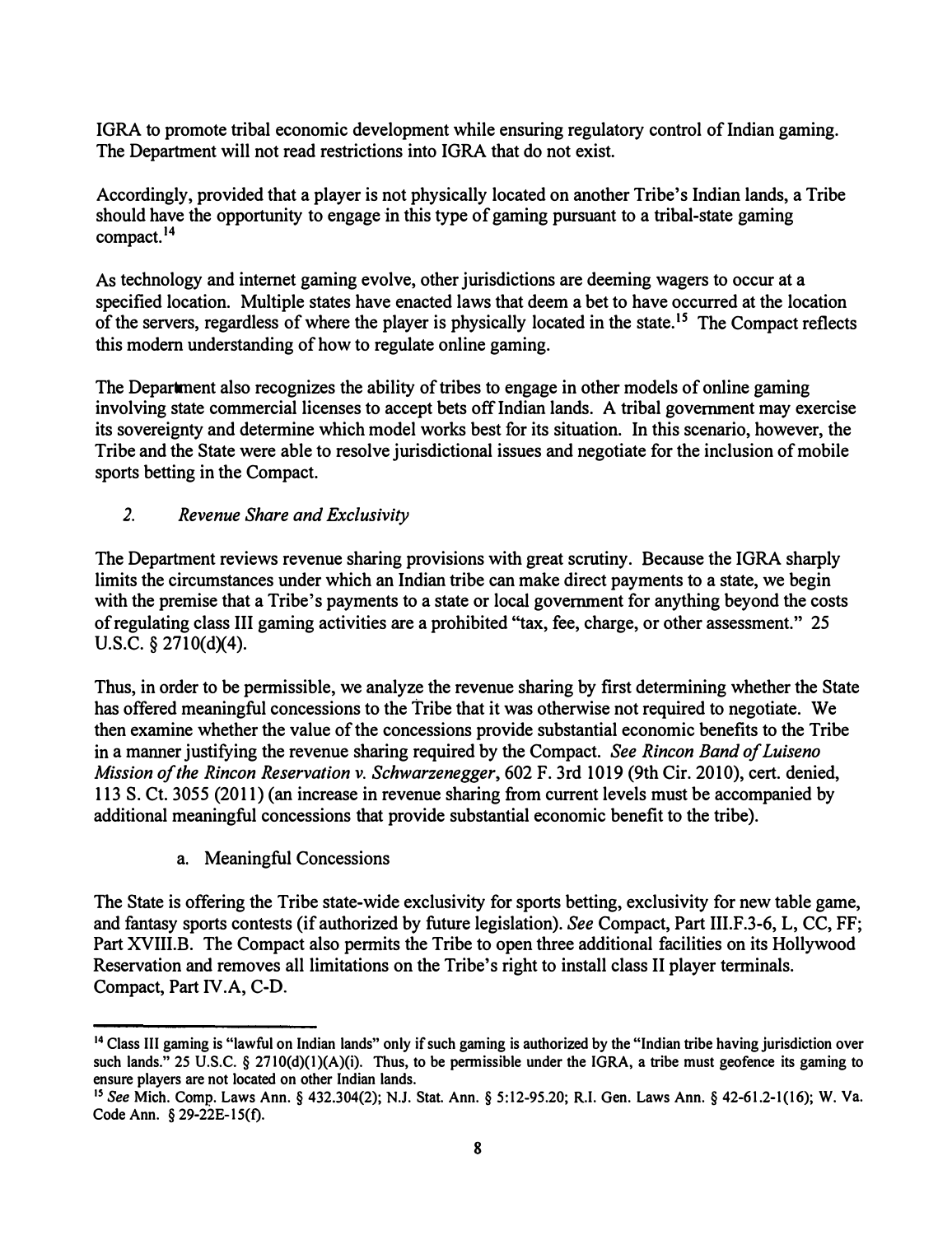IGRA to promote tribal economic development while ensuring regulatory control of Indian gaming. The Department will not read restrictions into IGRA that do not exist.

Accordingly, provided that a player is not physically located on another Tribe's Indian lands, a Tribe should have the opportunity to engage in this type of gaming pursuant to a tribal-state gaming compact.[14]

As technology and internet gaming evolve, other jurisdictions are deeming wagers to occur at a specified location. Multiple states have enacted laws that deem a bet to have occurred at the location of the servers, regardless of where the player is physically located in the state.[15] The Compact reflects this modern understanding of how to regulate online gaming.

The Department also recognizes the ability of tribes to engage in other models of online gaming involving state commercial licenses to accept bets off Indian lands. A tribal government may exercise its sovereignty and determine which model works best for its situation. In this scenario, however, the Tribe and the State were able to resolve jurisdictional issues and negotiate for the inclusion of mobile sports betting in the Compact.

### 2. *Revenue Share and Exclusivity*

The Department reviews revenue sharing provisions with great scrutiny. Because the IGRA sharply limits the circumstances under which an Indian tribe can make direct payments to a state, we begin with the premise that a Tribe's payments to a state or local government for anything beyond the costs of regulating class III gaming activities are a prohibited "tax, fee, charge, or other assessment." 25 U.S.C. § 2710(d)(4).

Thus, in order to be permissible, we analyze the revenue sharing by first determining whether the State has offered meaningful concessions to the Tribe that it was otherwise not required to negotiate. We then examine whether the value of the concessions provide substantial economic benefits to the Tribe in a manner justifying the revenue sharing required by the Compact. *See Rincon Band of Luiseno Mission of the Rincon Reservation v. Schwarzenegger*, 602 F. 3rd 1019 (9th Cir. 2010), cert. denied, 113 S. Ct. 3055 (2011) (an increase in revenue sharing from current levels must be accompanied by additional meaningful concessions that provide substantial economic benefit to the tribe).

#### a. Meaningful Concessions

The State is offering the Tribe state-wide exclusivity for sports betting, exclusivity for new table game, and fantasy sports contests (if authorized by future legislation). *See* Compact, Part III.F.3-6, L, CC, FF; Part XVIII.B. The Compact also permits the Tribe to open three additional facilities on its Hollywood Reservation and removes all limitations on the Tribe's right to install class II player terminals. Compact, Part IV.A, C-D.

---

[14] Class III gaming is "lawful on Indian lands" only if such gaming is authorized by the "Indian tribe having jurisdiction over such lands." 25 U.S.C. § 2710(d)(1)(A)(i). Thus, to be permissible under the IGRA, a tribe must geofence its gaming to ensure players are not located on other Indian lands.

[15] *See* Mich. Comp. Laws Ann. § 432.304(2); N.J. Stat. Ann. § 5:12-95.20; R.I. Gen. Laws Ann. § 42-61.2-1(16); W. Va. Code Ann. § 29-22E-15(f).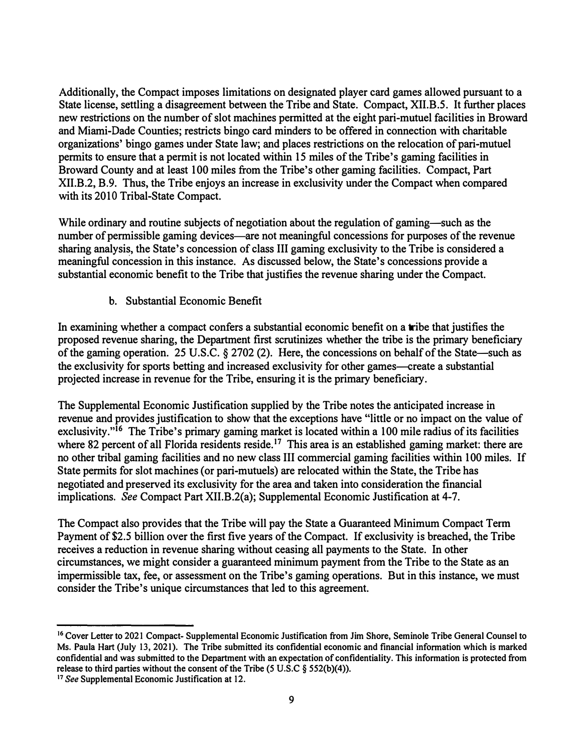Additionally, the Compact imposes limitations on designated player card games allowed pursuant to a State license, settling a disagreement between the Tribe and State. Compact, XII.B.5. It further places new restrictions on the number of slot machines permitted at the eight pari-mutuel facilities in Broward and Miami-Dade Counties; restricts bingo card minders to be offered in connection with charitable organizations' bingo games under State law; and places restrictions on the relocation of pari-mutuel permits to ensure that a permit is not located within 15 miles of the Tribe's gaming facilities in Broward County and at least 100 miles from the Tribe's other gaming facilities. Compact, Part XII.B.2, B.9. Thus, the Tribe enjoys an increase in exclusivity under the Compact when compared with its 2010 Tribal-State Compact.

While ordinary and routine subjects of negotiation about the regulation of gaming—such as the number of permissible gaming devices—are not meaningful concessions for purposes of the revenue sharing analysis, the State's concession of class III gaming exclusivity to the Tribe is considered a meaningful concession in this instance. As discussed below, the State's concessions provide a substantial economic benefit to the Tribe that justifies the revenue sharing under the Compact.

b. Substantial Economic Benefit

In examining whether a compact confers a substantial economic benefit on a tribe that justifies the proposed revenue sharing, the Department first scrutinizes whether the tribe is the primary beneficiary of the gaming operation. 25 U.S.C. § 2702 (2). Here, the concessions on behalf of the State—such as the exclusivity for sports betting and increased exclusivity for other games—create a substantial projected increase in revenue for the Tribe, ensuring it is the primary beneficiary.

The Supplemental Economic Justification supplied by the Tribe notes the anticipated increase in revenue and provides justification to show that the exceptions have "little or no impact on the value of exclusivity."[16] The Tribe's primary gaming market is located within a 100 mile radius of its facilities where 82 percent of all Florida residents reside.[17] This area is an established gaming market: there are no other tribal gaming facilities and no new class III commercial gaming facilities within 100 miles. If State permits for slot machines (or pari-mutuels) are relocated within the State, the Tribe has negotiated and preserved its exclusivity for the area and taken into consideration the financial implications. *See* Compact Part XII.B.2(a); Supplemental Economic Justification at 4-7.

The Compact also provides that the Tribe will pay the State a Guaranteed Minimum Compact Term Payment of $2.5 billion over the first five years of the Compact. If exclusivity is breached, the Tribe receives a reduction in revenue sharing without ceasing all payments to the State. In other circumstances, we might consider a guaranteed minimum payment from the Tribe to the State as an impermissible tax, fee, or assessment on the Tribe's gaming operations. But in this instance, we must consider the Tribe's unique circumstances that led to this agreement.

---

[16] Cover Letter to 2021 Compact- Supplemental Economic Justification from Jim Shore, Seminole Tribe General Counsel to Ms. Paula Hart (July 13, 2021). The Tribe submitted its confidential economic and financial information which is marked confidential and was submitted to the Department with an expectation of confidentiality. This information is protected from release to third parties without the consent of the Tribe (5 U.S.C § 552(b)(4)).

[17] *See* Supplemental Economic Justification at 12.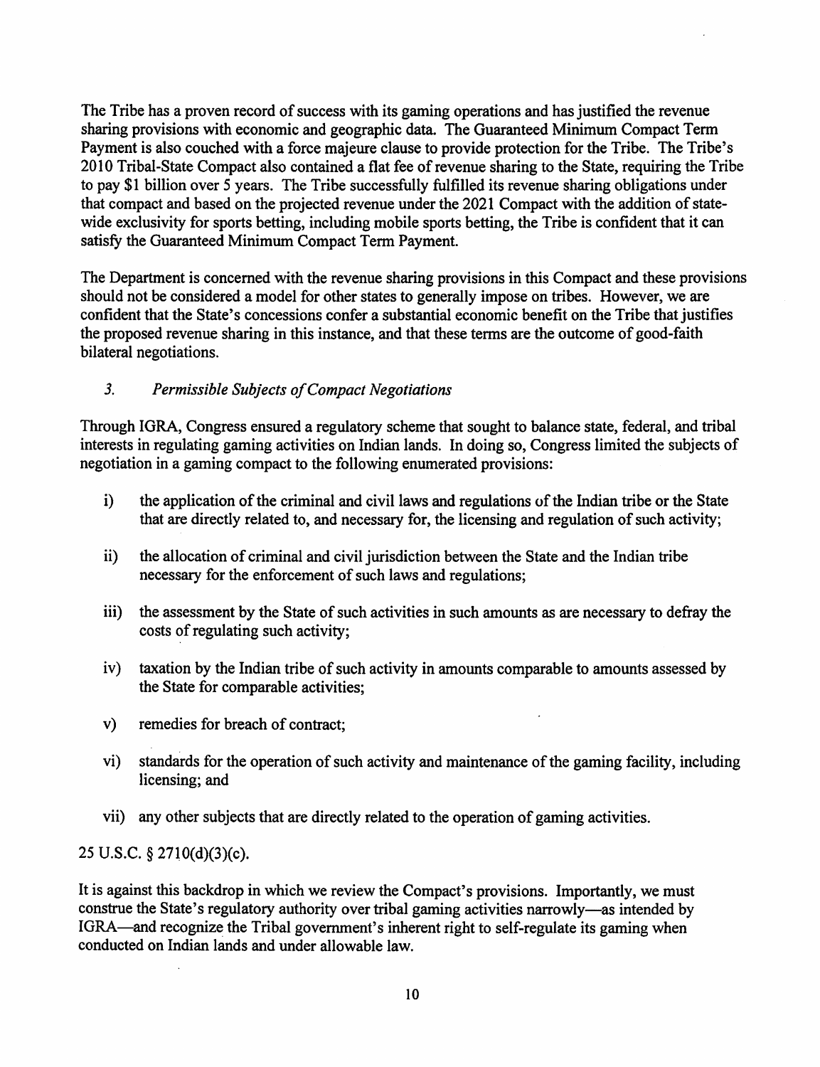The Tribe has a proven record of success with its gaming operations and has justified the revenue sharing provisions with economic and geographic data. The Guaranteed Minimum Compact Term Payment is also couched with a force majeure clause to provide protection for the Tribe. The Tribe's 2010 Tribal-State Compact also contained a flat fee of revenue sharing to the State, requiring the Tribe to pay $1 billion over 5 years. The Tribe successfully fulfilled its revenue sharing obligations under that compact and based on the projected revenue under the 2021 Compact with the addition of state-wide exclusivity for sports betting, including mobile sports betting, the Tribe is confident that it can satisfy the Guaranteed Minimum Compact Term Payment.

The Department is concerned with the revenue sharing provisions in this Compact and these provisions should not be considered a model for other states to generally impose on tribes. However, we are confident that the State's concessions confer a substantial economic benefit on the Tribe that justifies the proposed revenue sharing in this instance, and that these terms are the outcome of good-faith bilateral negotiations.

### 3. *Permissible Subjects of Compact Negotiations*

Through IGRA, Congress ensured a regulatory scheme that sought to balance state, federal, and tribal interests in regulating gaming activities on Indian lands. In doing so, Congress limited the subjects of negotiation in a gaming compact to the following enumerated provisions:

i) the application of the criminal and civil laws and regulations of the Indian tribe or the State that are directly related to, and necessary for, the licensing and regulation of such activity;

ii) the allocation of criminal and civil jurisdiction between the State and the Indian tribe necessary for the enforcement of such laws and regulations;

iii) the assessment by the State of such activities in such amounts as are necessary to defray the costs of regulating such activity;

iv) taxation by the Indian tribe of such activity in amounts comparable to amounts assessed by the State for comparable activities;

v) remedies for breach of contract;

vi) standards for the operation of such activity and maintenance of the gaming facility, including licensing; and

vii) any other subjects that are directly related to the operation of gaming activities.

25 U.S.C. § 2710(d)(3)(c).

It is against this backdrop in which we review the Compact's provisions. Importantly, we must construe the State's regulatory authority over tribal gaming activities narrowly—as intended by IGRA—and recognize the Tribal government's inherent right to self-regulate its gaming when conducted on Indian lands and under allowable law.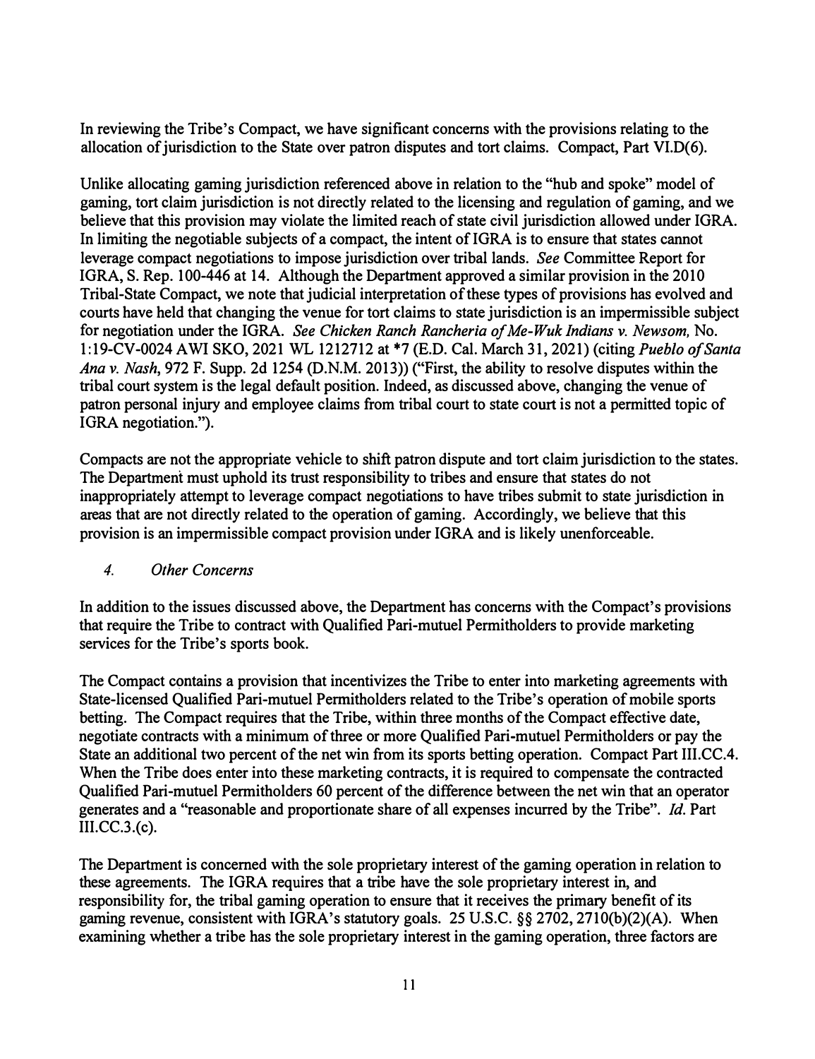In reviewing the Tribe's Compact, we have significant concerns with the provisions relating to the allocation of jurisdiction to the State over patron disputes and tort claims. Compact, Part VI.D(6).

Unlike allocating gaming jurisdiction referenced above in relation to the "hub and spoke" model of gaming, tort claim jurisdiction is not directly related to the licensing and regulation of gaming, and we believe that this provision may violate the limited reach of state civil jurisdiction allowed under IGRA. In limiting the negotiable subjects of a compact, the intent of IGRA is to ensure that states cannot leverage compact negotiations to impose jurisdiction over tribal lands. *See* Committee Report for IGRA, S. Rep. 100-446 at 14. Although the Department approved a similar provision in the 2010 Tribal-State Compact, we note that judicial interpretation of these types of provisions has evolved and courts have held that changing the venue for tort claims to state jurisdiction is an impermissible subject for negotiation under the IGRA. *See Chicken Ranch Rancheria of Me-Wuk Indians v. Newsom,* No. 1:19-CV-0024 AWI SKO, 2021 WL 1212712 at *7 (E.D. Cal. March 31, 2021) (citing *Pueblo of Santa Ana v. Nash*, 972 F. Supp. 2d 1254 (D.N.M. 2013)) ("First, the ability to resolve disputes within the tribal court system is the legal default position. Indeed, as discussed above, changing the venue of patron personal injury and employee claims from tribal court to state court is not a permitted topic of IGRA negotiation.").

Compacts are not the appropriate vehicle to shift patron dispute and tort claim jurisdiction to the states. The Department must uphold its trust responsibility to tribes and ensure that states do not inappropriately attempt to leverage compact negotiations to have tribes submit to state jurisdiction in areas that are not directly related to the operation of gaming. Accordingly, we believe that this provision is an impermissible compact provision under IGRA and is likely unenforceable.

### 4. *Other Concerns*

In addition to the issues discussed above, the Department has concerns with the Compact's provisions that require the Tribe to contract with Qualified Pari-mutuel Permitholders to provide marketing services for the Tribe's sports book.

The Compact contains a provision that incentivizes the Tribe to enter into marketing agreements with State-licensed Qualified Pari-mutuel Permitholders related to the Tribe's operation of mobile sports betting. The Compact requires that the Tribe, within three months of the Compact effective date, negotiate contracts with a minimum of three or more Qualified Pari-mutuel Permitholders or pay the State an additional two percent of the net win from its sports betting operation. Compact Part III.CC.4. When the Tribe does enter into these marketing contracts, it is required to compensate the contracted Qualified Pari-mutuel Permitholders 60 percent of the difference between the net win that an operator generates and a "reasonable and proportionate share of all expenses incurred by the Tribe". *Id.* Part III.CC.3.(c).

The Department is concerned with the sole proprietary interest of the gaming operation in relation to these agreements. The IGRA requires that a tribe have the sole proprietary interest in, and responsibility for, the tribal gaming operation to ensure that it receives the primary benefit of its gaming revenue, consistent with IGRA's statutory goals. 25 U.S.C. §§ 2702, 2710(b)(2)(A). When examining whether a tribe has the sole proprietary interest in the gaming operation, three factors are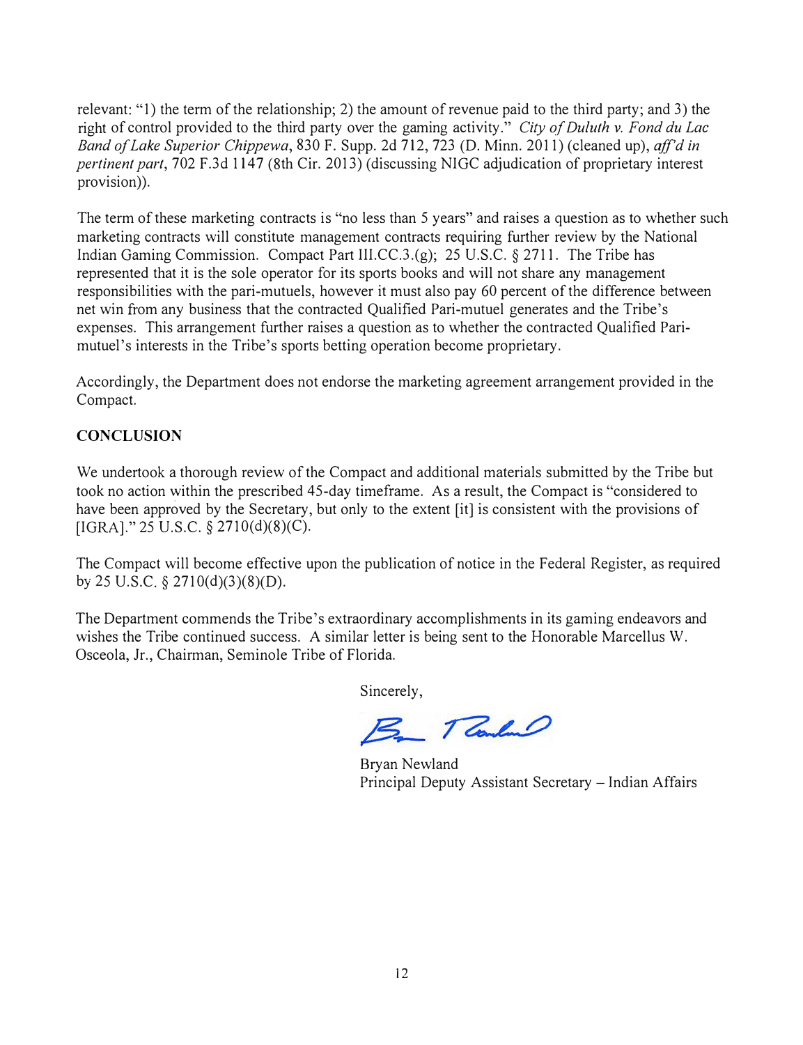relevant: "1) the term of the relationship; 2) the amount of revenue paid to the third party; and 3) the right of control provided to the third party over the gaming activity." *City of Duluth v. Fond du Lac Band of Lake Superior Chippewa*, 830 F. Supp. 2d 712, 723 (D. Minn. 2011) (cleaned up), *aff'd in pertinent part*, 702 F.3d 1147 (8th Cir. 2013) (discussing NIGC adjudication of proprietary interest provision)).

The term of these marketing contracts is "no less than 5 years" and raises a question as to whether such marketing contracts will constitute management contracts requiring further review by the National Indian Gaming Commission. Compact Part III.CC.3.(g); 25 U.S.C. § 2711. The Tribe has represented that it is the sole operator for its sports books and will not share any management responsibilities with the pari-mutuels, however it must also pay 60 percent of the difference between net win from any business that the contracted Qualified Pari-mutuel generates and the Tribe's expenses. This arrangement further raises a question as to whether the contracted Qualified Pari-mutuel's interests in the Tribe's sports betting operation become proprietary.

Accordingly, the Department does not endorse the marketing agreement arrangement provided in the Compact.

**CONCLUSION**

We undertook a thorough review of the Compact and additional materials submitted by the Tribe but took no action within the prescribed 45-day timeframe. As a result, the Compact is "considered to have been approved by the Secretary, but only to the extent [it] is consistent with the provisions of [IGRA]." 25 U.S.C. § 2710(d)(8)(C).

The Compact will become effective upon the publication of notice in the Federal Register, as required by 25 U.S.C. § 2710(d)(3)(8)(D).

The Department commends the Tribe's extraordinary accomplishments in its gaming endeavors and wishes the Tribe continued success. A similar letter is being sent to the Honorable Marcellus W. Osceola, Jr., Chairman, Seminole Tribe of Florida.

Sincerely,

Bryan Newland
Principal Deputy Assistant Secretary – Indian Affairs